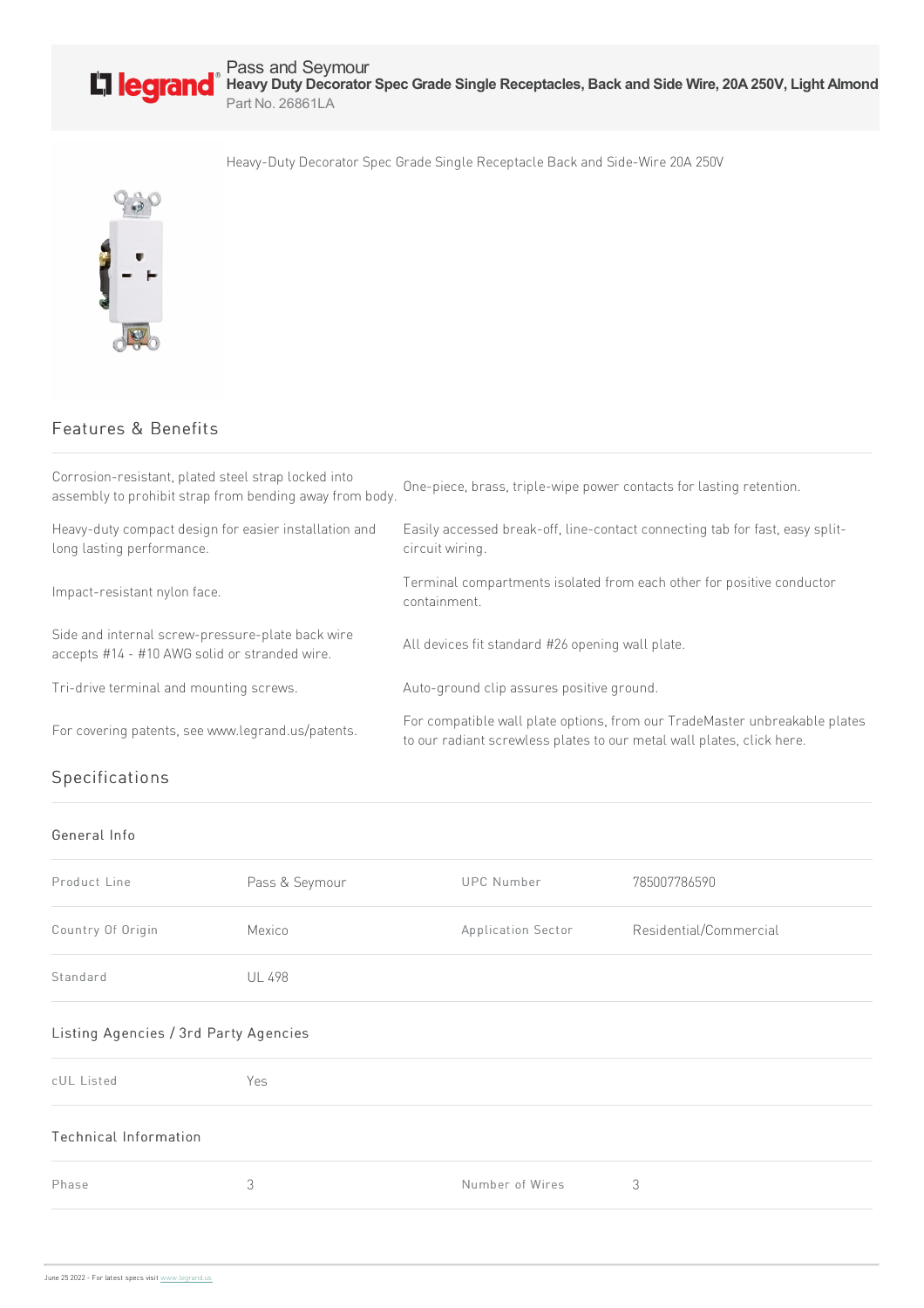Pass and Seymour

# Heavy Duty Decorator Spec Grade Single Receptacles, Back and Side Wire, 20A 250V, Light Almond

Part No. 26861LA

Heavy-Duty Decorator Spec Grade Single Receptacle Back and Side-Wire 20A 250V

## Features & Benefits

| | |
|---|---|
| Corrosion-resistant, plated steel strap locked into assembly to prohibit strap from bending away from body. | One-piece, brass, triple-wipe power contacts for lasting retention. |
| Heavy-duty compact design for easier installation and long lasting performance. | Easily accessed break-off, line-contact connecting tab for fast, easy split-circuit wiring. |
| Impact-resistant nylon face. | Terminal compartments isolated from each other for positive conductor containment. |
| Side and internal screw-pressure-plate back wire accepts #14 - #10 AWG solid or stranded wire. | All devices fit standard #26 opening wall plate. |
| Tri-drive terminal and mounting screws. | Auto-ground clip assures positive ground. |
| For covering patents, see www.legrand.us/patents. | For compatible wall plate options, from our TradeMaster unbreakable plates to our radiant screwless plates to our metal wall plates, click here. |

## Specifications

### General Info

| | | | |
|---|---|---|---|
| Product Line | Pass & Seymour | UPC Number | 785007786590 |
| Country Of Origin | Mexico | Application Sector | Residential/Commercial |
| Standard | UL 498 | | |

### Listing Agencies / 3rd Party Agencies

| | |
|---|---|
| cUL Listed | Yes |

### Technical Information

| | | | |
|---|---|---|---|
| Phase | 3 | Number of Wires | 3 |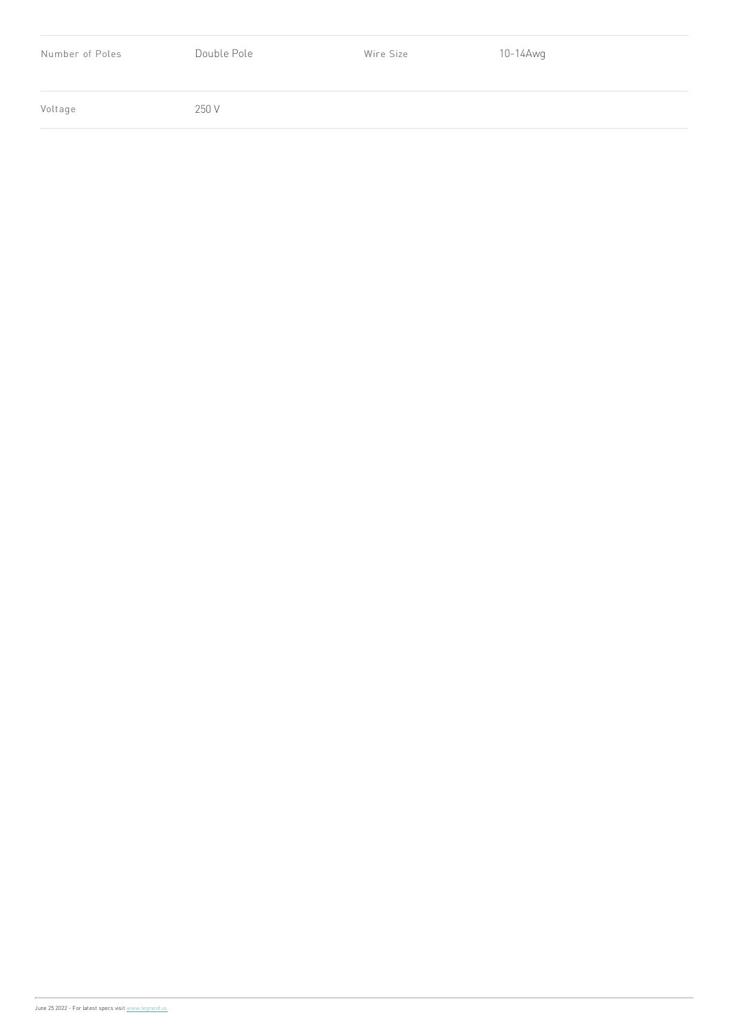| | | | |
|---|---|---|---|
| Number of Poles | Double Pole | Wire Size | 10-14Awg |
| Voltage | 250 V | | |